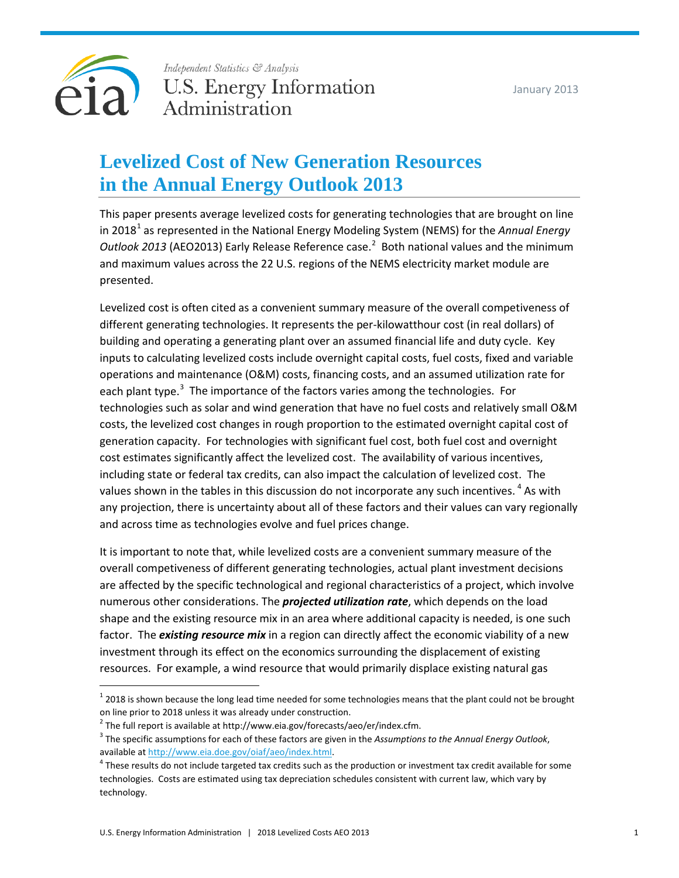Independent Statistics & Analysis
U.S. Energy Information Administration

January 2013

# Levelized Cost of New Generation Resources in the Annual Energy Outlook 2013

This paper presents average levelized costs for generating technologies that are brought on line in 2018[1] as represented in the National Energy Modeling System (NEMS) for the *Annual Energy Outlook 2013* (AEO2013) Early Release Reference case.[2] Both national values and the minimum and maximum values across the 22 U.S. regions of the NEMS electricity market module are presented.

Levelized cost is often cited as a convenient summary measure of the overall competiveness of different generating technologies. It represents the per-kilowatthour cost (in real dollars) of building and operating a generating plant over an assumed financial life and duty cycle. Key inputs to calculating levelized costs include overnight capital costs, fuel costs, fixed and variable operations and maintenance (O&M) costs, financing costs, and an assumed utilization rate for each plant type.[3] The importance of the factors varies among the technologies. For technologies such as solar and wind generation that have no fuel costs and relatively small O&M costs, the levelized cost changes in rough proportion to the estimated overnight capital cost of generation capacity. For technologies with significant fuel cost, both fuel cost and overnight cost estimates significantly affect the levelized cost. The availability of various incentives, including state or federal tax credits, can also impact the calculation of levelized cost. The values shown in the tables in this discussion do not incorporate any such incentives.[4] As with any projection, there is uncertainty about all of these factors and their values can vary regionally and across time as technologies evolve and fuel prices change.

It is important to note that, while levelized costs are a convenient summary measure of the overall competiveness of different generating technologies, actual plant investment decisions are affected by the specific technological and regional characteristics of a project, which involve numerous other considerations. The ***projected utilization rate***, which depends on the load shape and the existing resource mix in an area where additional capacity is needed, is one such factor. The ***existing resource mix*** in a region can directly affect the economic viability of a new investment through its effect on the economics surrounding the displacement of existing resources. For example, a wind resource that would primarily displace existing natural gas

---

[1] 2018 is shown because the long lead time needed for some technologies means that the plant could not be brought on line prior to 2018 unless it was already under construction.

[2] The full report is available at http://www.eia.gov/forecasts/aeo/er/index.cfm.

[3] The specific assumptions for each of these factors are given in the *Assumptions to the Annual Energy Outlook*, available at http://www.eia.doe.gov/oiaf/aeo/index.html.

[4] These results do not include targeted tax credits such as the production or investment tax credit available for some technologies. Costs are estimated using tax depreciation schedules consistent with current law, which vary by technology.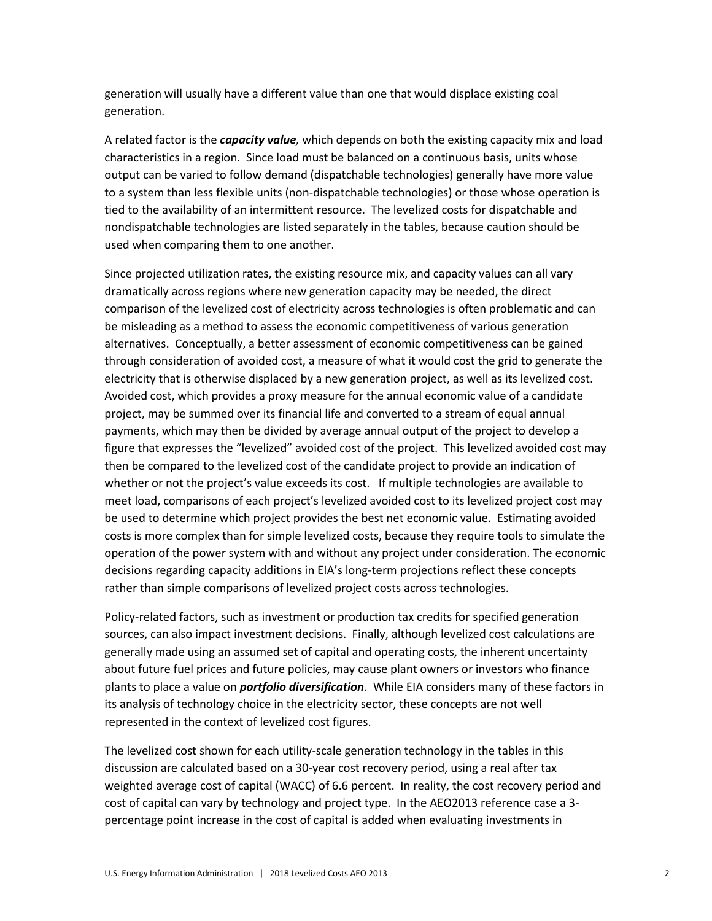generation will usually have a different value than one that would displace existing coal generation.

A related factor is the ***capacity value,*** which depends on both the existing capacity mix and load characteristics in a region. Since load must be balanced on a continuous basis, units whose output can be varied to follow demand (dispatchable technologies) generally have more value to a system than less flexible units (non-dispatchable technologies) or those whose operation is tied to the availability of an intermittent resource. The levelized costs for dispatchable and nondispatchable technologies are listed separately in the tables, because caution should be used when comparing them to one another.

Since projected utilization rates, the existing resource mix, and capacity values can all vary dramatically across regions where new generation capacity may be needed, the direct comparison of the levelized cost of electricity across technologies is often problematic and can be misleading as a method to assess the economic competitiveness of various generation alternatives. Conceptually, a better assessment of economic competitiveness can be gained through consideration of avoided cost, a measure of what it would cost the grid to generate the electricity that is otherwise displaced by a new generation project, as well as its levelized cost. Avoided cost, which provides a proxy measure for the annual economic value of a candidate project, may be summed over its financial life and converted to a stream of equal annual payments, which may then be divided by average annual output of the project to develop a figure that expresses the "levelized" avoided cost of the project. This levelized avoided cost may then be compared to the levelized cost of the candidate project to provide an indication of whether or not the project's value exceeds its cost. If multiple technologies are available to meet load, comparisons of each project's levelized avoided cost to its levelized project cost may be used to determine which project provides the best net economic value. Estimating avoided costs is more complex than for simple levelized costs, because they require tools to simulate the operation of the power system with and without any project under consideration. The economic decisions regarding capacity additions in EIA's long-term projections reflect these concepts rather than simple comparisons of levelized project costs across technologies.

Policy-related factors, such as investment or production tax credits for specified generation sources, can also impact investment decisions. Finally, although levelized cost calculations are generally made using an assumed set of capital and operating costs, the inherent uncertainty about future fuel prices and future policies, may cause plant owners or investors who finance plants to place a value on ***portfolio diversification***. While EIA considers many of these factors in its analysis of technology choice in the electricity sector, these concepts are not well represented in the context of levelized cost figures.

The levelized cost shown for each utility-scale generation technology in the tables in this discussion are calculated based on a 30-year cost recovery period, using a real after tax weighted average cost of capital (WACC) of 6.6 percent. In reality, the cost recovery period and cost of capital can vary by technology and project type. In the AEO2013 reference case a 3-percentage point increase in the cost of capital is added when evaluating investments in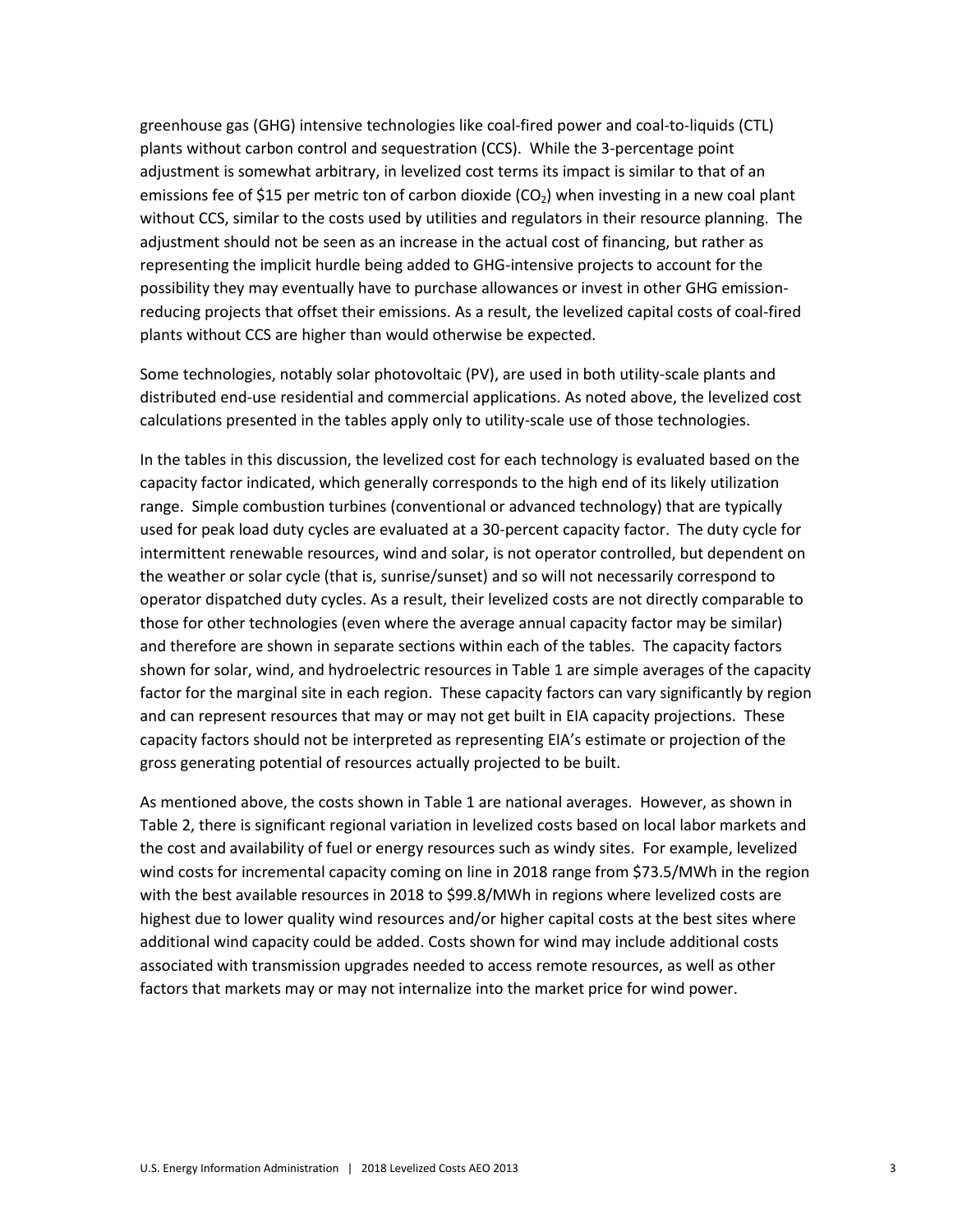greenhouse gas (GHG) intensive technologies like coal-fired power and coal-to-liquids (CTL) plants without carbon control and sequestration (CCS). While the 3-percentage point adjustment is somewhat arbitrary, in levelized cost terms its impact is similar to that of an emissions fee of \$15 per metric ton of carbon dioxide ($CO_2$) when investing in a new coal plant without CCS, similar to the costs used by utilities and regulators in their resource planning. The adjustment should not be seen as an increase in the actual cost of financing, but rather as representing the implicit hurdle being added to GHG-intensive projects to account for the possibility they may eventually have to purchase allowances or invest in other GHG emission-reducing projects that offset their emissions. As a result, the levelized capital costs of coal-fired plants without CCS are higher than would otherwise be expected.

Some technologies, notably solar photovoltaic (PV), are used in both utility-scale plants and distributed end-use residential and commercial applications. As noted above, the levelized cost calculations presented in the tables apply only to utility-scale use of those technologies.

In the tables in this discussion, the levelized cost for each technology is evaluated based on the capacity factor indicated, which generally corresponds to the high end of its likely utilization range. Simple combustion turbines (conventional or advanced technology) that are typically used for peak load duty cycles are evaluated at a 30-percent capacity factor. The duty cycle for intermittent renewable resources, wind and solar, is not operator controlled, but dependent on the weather or solar cycle (that is, sunrise/sunset) and so will not necessarily correspond to operator dispatched duty cycles. As a result, their levelized costs are not directly comparable to those for other technologies (even where the average annual capacity factor may be similar) and therefore are shown in separate sections within each of the tables. The capacity factors shown for solar, wind, and hydroelectric resources in Table 1 are simple averages of the capacity factor for the marginal site in each region. These capacity factors can vary significantly by region and can represent resources that may or may not get built in EIA capacity projections. These capacity factors should not be interpreted as representing EIA's estimate or projection of the gross generating potential of resources actually projected to be built.

As mentioned above, the costs shown in Table 1 are national averages. However, as shown in Table 2, there is significant regional variation in levelized costs based on local labor markets and the cost and availability of fuel or energy resources such as windy sites. For example, levelized wind costs for incremental capacity coming on line in 2018 range from \$73.5/MWh in the region with the best available resources in 2018 to \$99.8/MWh in regions where levelized costs are highest due to lower quality wind resources and/or higher capital costs at the best sites where additional wind capacity could be added. Costs shown for wind may include additional costs associated with transmission upgrades needed to access remote resources, as well as other factors that markets may or may not internalize into the market price for wind power.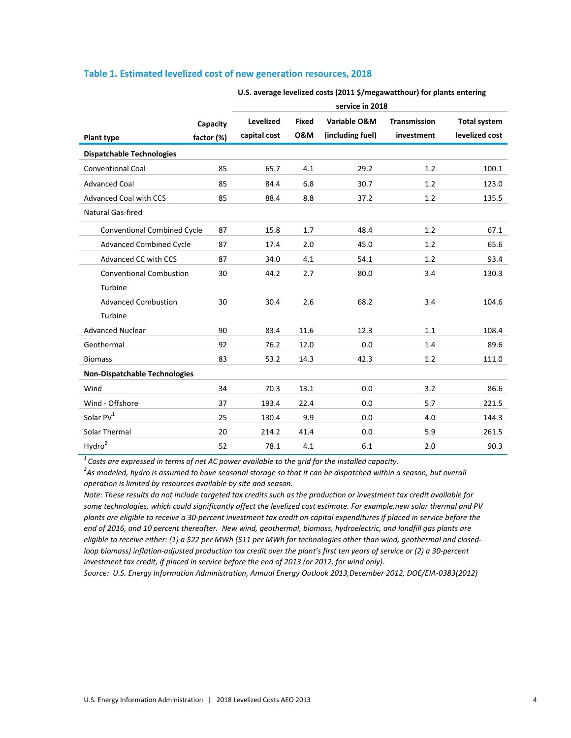### Table 1. Estimated levelized cost of new generation resources, 2018

| Plant type | Capacity factor (%) | U.S. average levelized costs (2011 $/megawatthour) for plants entering service in 2018 | | | | |
|---|---|---|---|---|---|---|
| | | Levelized capital cost | Fixed O&M | Variable O&M (including fuel) | Transmission investment | Total system levelized cost |
| **Dispatchable Technologies** | | | | | | |
| Conventional Coal | 85 | 65.7 | 4.1 | 29.2 | 1.2 | 100.1 |
| Advanced Coal | 85 | 84.4 | 6.8 | 30.7 | 1.2 | 123.0 |
| Advanced Coal with CCS | 85 | 88.4 | 8.8 | 37.2 | 1.2 | 135.5 |
| Natural Gas-fired | | | | | | |
| Conventional Combined Cycle | 87 | 15.8 | 1.7 | 48.4 | 1.2 | 67.1 |
| Advanced Combined Cycle | 87 | 17.4 | 2.0 | 45.0 | 1.2 | 65.6 |
| Advanced CC with CCS | 87 | 34.0 | 4.1 | 54.1 | 1.2 | 93.4 |
| Conventional Combustion Turbine | 30 | 44.2 | 2.7 | 80.0 | 3.4 | 130.3 |
| Advanced Combustion Turbine | 30 | 30.4 | 2.6 | 68.2 | 3.4 | 104.6 |
| Advanced Nuclear | 90 | 83.4 | 11.6 | 12.3 | 1.1 | 108.4 |
| Geothermal | 92 | 76.2 | 12.0 | 0.0 | 1.4 | 89.6 |
| Biomass | 83 | 53.2 | 14.3 | 42.3 | 1.2 | 111.0 |
| **Non-Dispatchable Technologies** | | | | | | |
| Wind | 34 | 70.3 | 13.1 | 0.0 | 3.2 | 86.6 |
| Wind - Offshore | 37 | 193.4 | 22.4 | 0.0 | 5.7 | 221.5 |
| Solar PV[1] | 25 | 130.4 | 9.9 | 0.0 | 4.0 | 144.3 |
| Solar Thermal | 20 | 214.2 | 41.4 | 0.0 | 5.9 | 261.5 |
| Hydro[2] | 52 | 78.1 | 4.1 | 6.1 | 2.0 | 90.3 |

*[1] Costs are expressed in terms of net AC power available to the grid for the installed capacity.*

*[2] As modeled, hydro is assumed to have seasonal storage so that it can be dispatched within a season, but overall operation is limited by resources available by site and season.*

*Note: These results do not include targeted tax credits such as the production or investment tax credit available for some technologies, which could significantly affect the levelized cost estimate. For example,new solar thermal and PV plants are eligible to receive a 30-percent investment tax credit on capital expenditures if placed in service before the end of 2016, and 10 percent thereafter. New wind, geothermal, biomass, hydroelectric, and landfill gas plants are eligible to receive either: (1) a $22 per MWh ($11 per MWh for technologies other than wind, geothermal and closed-loop biomass) inflation-adjusted production tax credit over the plant's first ten years of service or (2) a 30-percent investment tax credit, if placed in service before the end of 2013 (or 2012, for wind only).*

*Source: U.S. Energy Information Administration, Annual Energy Outlook 2013,December 2012, DOE/EIA-0383(2012)*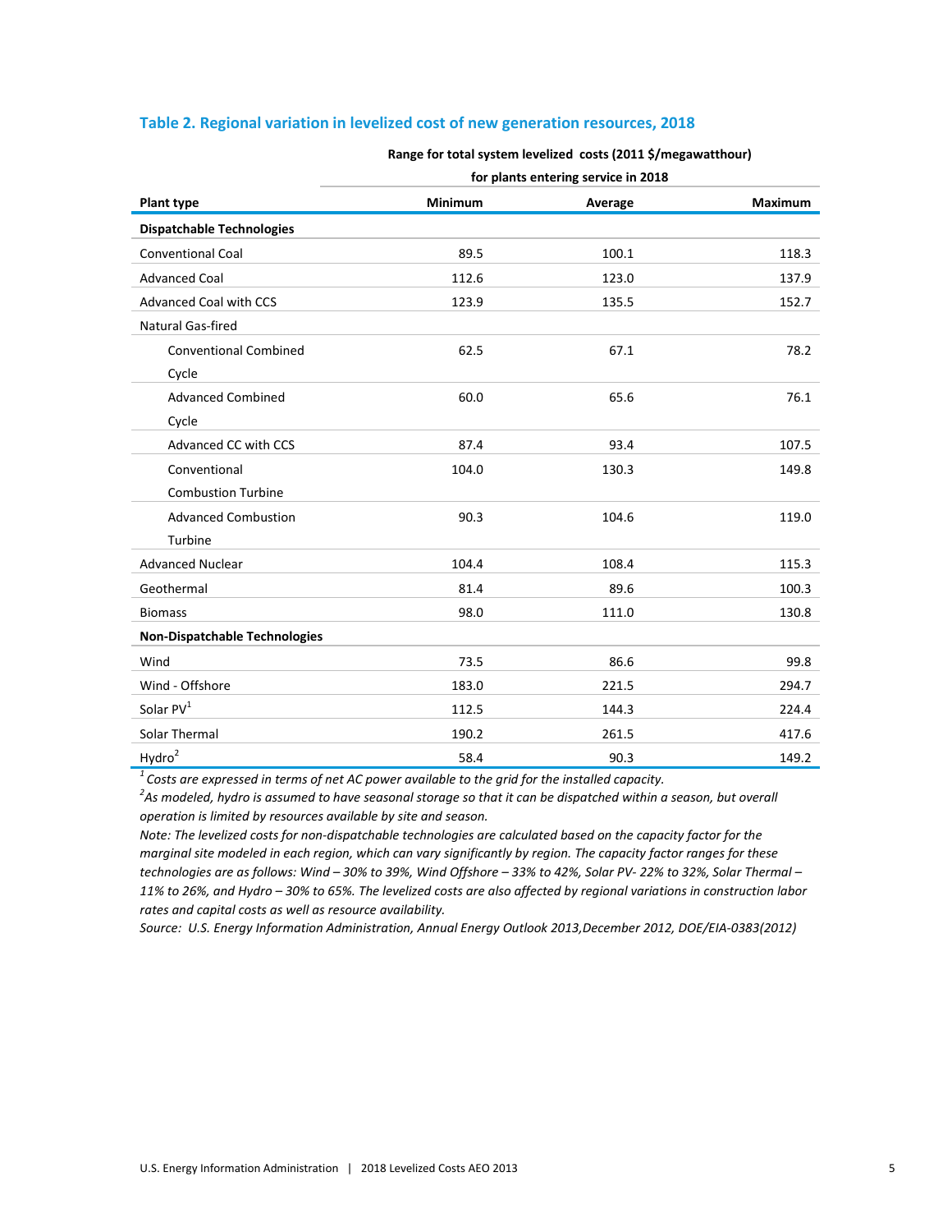## Table 2. Regional variation in levelized cost of new generation resources, 2018

| Plant type | Range for total system levelized costs (2011 $/megawatthour) for plants entering service in 2018 | | |
|---|---|---|---|
| | Minimum | Average | Maximum |
| **Dispatchable Technologies** | | | |
| Conventional Coal | 89.5 | 100.1 | 118.3 |
| Advanced Coal | 112.6 | 123.0 | 137.9 |
| Advanced Coal with CCS | 123.9 | 135.5 | 152.7 |
| Natural Gas-fired | | | |
| Conventional Combined Cycle | 62.5 | 67.1 | 78.2 |
| Advanced Combined Cycle | 60.0 | 65.6 | 76.1 |
| Advanced CC with CCS | 87.4 | 93.4 | 107.5 |
| Conventional Combustion Turbine | 104.0 | 130.3 | 149.8 |
| Advanced Combustion Turbine | 90.3 | 104.6 | 119.0 |
| Advanced Nuclear | 104.4 | 108.4 | 115.3 |
| Geothermal | 81.4 | 89.6 | 100.3 |
| Biomass | 98.0 | 111.0 | 130.8 |
| **Non-Dispatchable Technologies** | | | |
| Wind | 73.5 | 86.6 | 99.8 |
| Wind - Offshore | 183.0 | 221.5 | 294.7 |
| Solar PV[1] | 112.5 | 144.3 | 224.4 |
| Solar Thermal | 190.2 | 261.5 | 417.6 |
| Hydro[2] | 58.4 | 90.3 | 149.2 |

*[1] Costs are expressed in terms of net AC power available to the grid for the installed capacity.*

*[2] As modeled, hydro is assumed to have seasonal storage so that it can be dispatched within a season, but overall operation is limited by resources available by site and season.*

*Note: The levelized costs for non-dispatchable technologies are calculated based on the capacity factor for the marginal site modeled in each region, which can vary significantly by region. The capacity factor ranges for these technologies are as follows: Wind – 30% to 39%, Wind Offshore – 33% to 42%, Solar PV- 22% to 32%, Solar Thermal – 11% to 26%, and Hydro – 30% to 65%. The levelized costs are also affected by regional variations in construction labor rates and capital costs as well as resource availability.*

*Source: U.S. Energy Information Administration, Annual Energy Outlook 2013,December 2012, DOE/EIA-0383(2012)*